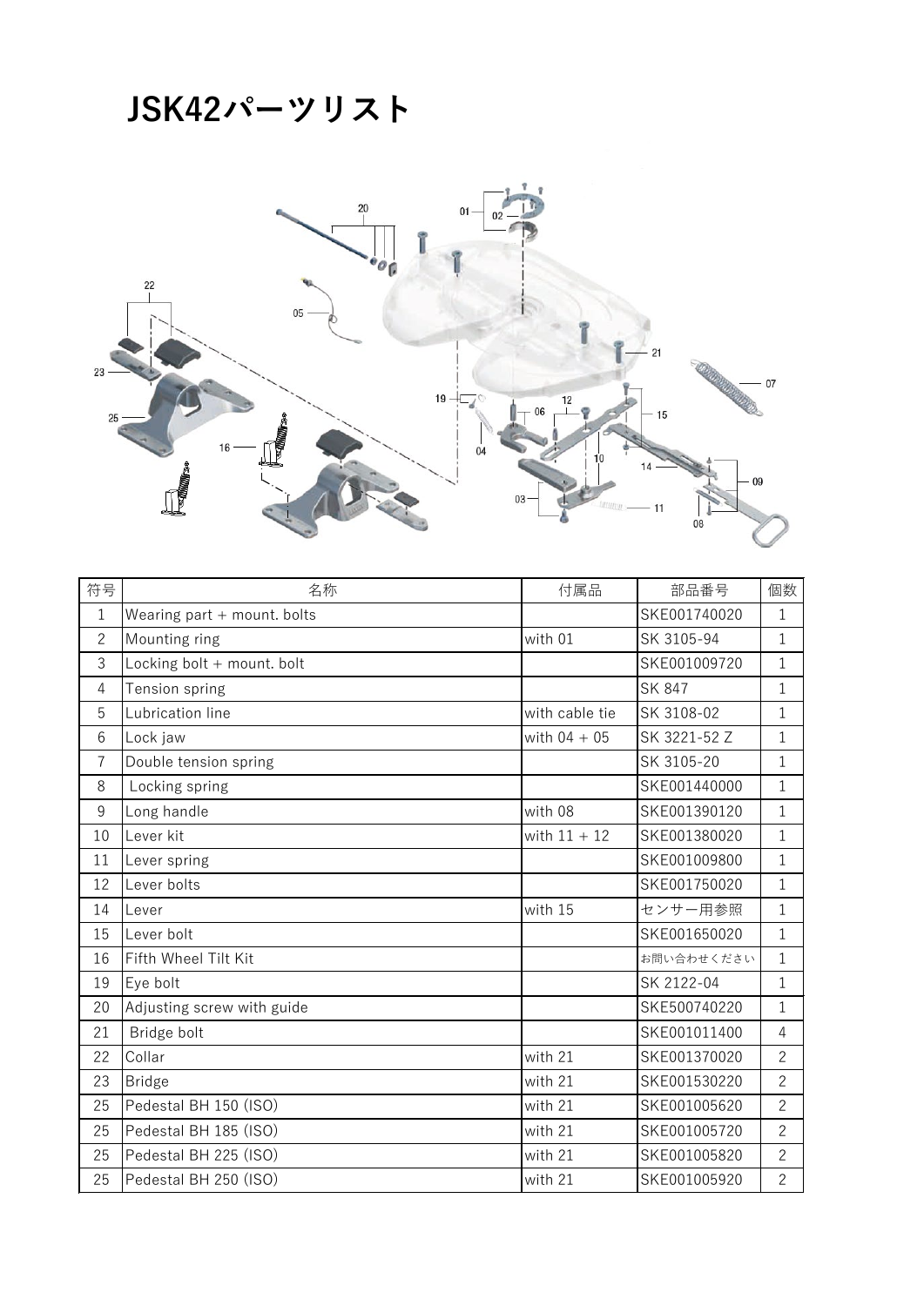# JSK42パーツリスト

| 符号 | 名称 | 付属品 | 部品番号 | 個数 |
|---|---|---|---|---|
| 1 | Wearing part + mount. bolts | | SKE001740020 | 1 |
| 2 | Mounting ring | with 01 | SK 3105-94 | 1 |
| 3 | Locking bolt + mount. bolt | | SKE001009720 | 1 |
| 4 | Tension spring | | SK 847 | 1 |
| 5 | Lubrication line | with cable tie | SK 3108-02 | 1 |
| 6 | Lock jaw | with 04 + 05 | SK 3221-52 Z | 1 |
| 7 | Double tension spring | | SK 3105-20 | 1 |
| 8 | Locking spring | | SKE001440000 | 1 |
| 9 | Long handle | with 08 | SKE001390120 | 1 |
| 10 | Lever kit | with 11 + 12 | SKE001380020 | 1 |
| 11 | Lever spring | | SKE001009800 | 1 |
| 12 | Lever bolts | | SKE001750020 | 1 |
| 14 | Lever | with 15 | センサー用参照 | 1 |
| 15 | Lever bolt | | SKE001650020 | 1 |
| 16 | Fifth Wheel Tilt Kit | | お問い合わせください | 1 |
| 19 | Eye bolt | | SK 2122-04 | 1 |
| 20 | Adjusting screw with guide | | SKE500740220 | 1 |
| 21 | Bridge bolt | | SKE001011400 | 4 |
| 22 | Collar | with 21 | SKE001370020 | 2 |
| 23 | Bridge | with 21 | SKE001530220 | 2 |
| 25 | Pedestal BH 150 (ISO) | with 21 | SKE001005620 | 2 |
| 25 | Pedestal BH 185 (ISO) | with 21 | SKE001005720 | 2 |
| 25 | Pedestal BH 225 (ISO) | with 21 | SKE001005820 | 2 |
| 25 | Pedestal BH 250 (ISO) | with 21 | SKE001005920 | 2 |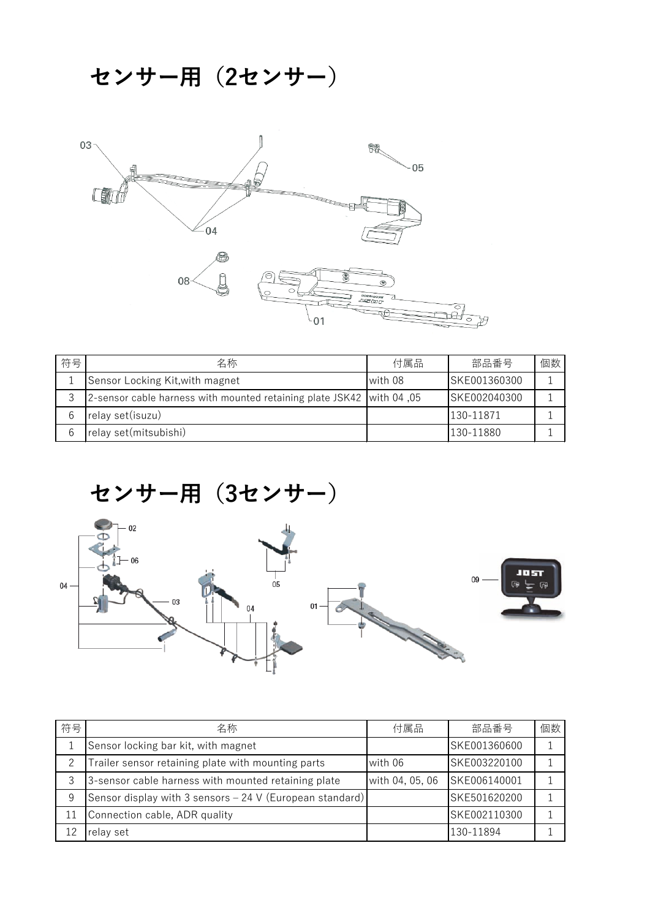# センサー用（2センサー）

03

05

04

08

01

| 符号 | 名称 | 付属品 | 部品番号 | 個数 |
|---|---|---|---|---|
| 1 | Sensor Locking Kit,with magnet | with 08 | SKE001360300 | 1 |
| 3 | 2-sensor cable harness with mounted retaining plate JSK42 | with 04 ,05 | SKE002040300 | 1 |
| 6 | relay set(isuzu) | | 130-11871 | 1 |
| 6 | relay set(mitsubishi) | | 130-11880 | 1 |

# センサー用（3センサー）

02

06

04

03

05

04

01

09

| 符号 | 名称 | 付属品 | 部品番号 | 個数 |
|---|---|---|---|---|
| 1 | Sensor locking bar kit, with magnet | | SKE001360600 | 1 |
| 2 | Trailer sensor retaining plate with mounting parts | with 06 | SKE003220100 | 1 |
| 3 | 3-sensor cable harness with mounted retaining plate | with 04, 05, 06 | SKE006140001 | 1 |
| 9 | Sensor display with 3 sensors – 24 V (European standard) | | SKE501620200 | 1 |
| 11 | Connection cable, ADR quality | | SKE002110300 | 1 |
| 12 | relay set | | 130-11894 | 1 |